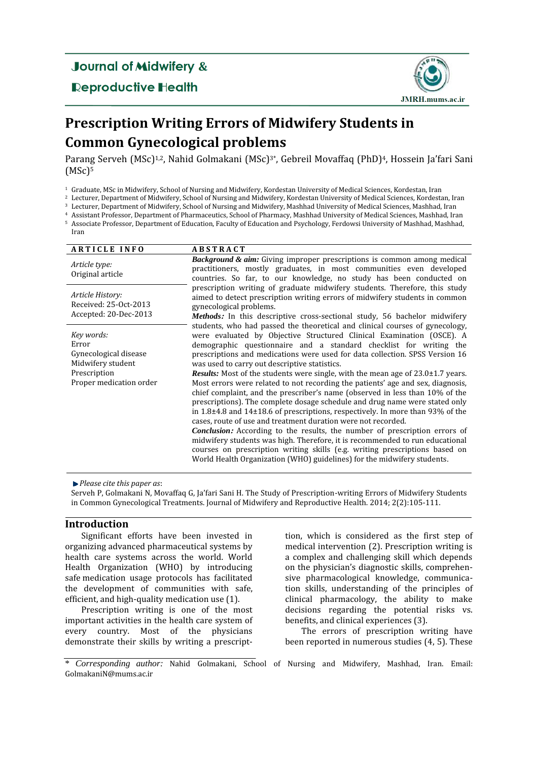Journal of Midwifery & Reproductive Health

JMRH.mums.ac.ir

# Prescription Writing Errors of Midwifery Students in Common Gynecological problems

Parang Serveh (MSc)[1,2], Nahid Golmakani (MSc)[3*], Gebreil Movaffaq (PhD)[4], Hossein Ja'fari Sani (MSc)[5]

[1] Graduate, MSc in Midwifery, School of Nursing and Midwifery, Kordestan University of Medical Sciences, Kordestan, Iran
[2] Lecturer, Department of Midwifery, School of Nursing and Midwifery, Kordestan University of Medical Sciences, Kordestan, Iran
[3] Lecturer, Department of Midwifery, School of Nursing and Midwifery, Mashhad University of Medical Sciences, Mashhad, Iran
[4] Assistant Professor, Department of Pharmaceutics, School of Pharmacy, Mashhad University of Medical Sciences, Mashhad, Iran
[5] Associate Professor, Department of Education, Faculty of Education and Psychology, Ferdowsi University of Mashhad, Mashhad, Iran

**ARTICLE INFO**

*Article type:*
Original article

*Article History:*
Received: 25-Oct-2013
Accepted: 20-Dec-2013

*Key words:*
Error
Gynecological disease
Midwifery student
Prescription
Proper medication order

**ABSTRACT**

***Background & aim:*** Giving improper prescriptions is common among medical practitioners, mostly graduates, in most communities even developed countries. So far, to our knowledge, no study has been conducted on prescription writing of graduate midwifery students. Therefore, this study aimed to detect prescription writing errors of midwifery students in common gynecological problems.

***Methods:*** In this descriptive cross-sectional study, 56 bachelor midwifery students, who had passed the theoretical and clinical courses of gynecology, were evaluated by Objective Structured Clinical Examination (OSCE). A demographic questionnaire and a standard checklist for writing the prescriptions and medications were used for data collection. SPSS Version 16 was used to carry out descriptive statistics.

***Results:*** Most of the students were single, with the mean age of 23.0±1.7 years. Most errors were related to not recording the patients' age and sex, diagnosis, chief complaint, and the prescriber's name (observed in less than 10% of the prescriptions). The complete dosage schedule and drug name were stated only in 1.8±4.8 and 14±18.6 of prescriptions, respectively. In more than 93% of the cases, route of use and treatment duration were not recorded.

***Conclusion:*** According to the results, the number of prescription errors of midwifery students was high. Therefore, it is recommended to run educational courses on prescription writing skills (e.g. writing prescriptions based on World Health Organization (WHO) guidelines) for the midwifery students.

► *Please cite this paper as*:
Serveh P, Golmakani N, Movaffaq G, Ja'fari Sani H. The Study of Prescription-writing Errors of Midwifery Students in Common Gynecological Treatments. Journal of Midwifery and Reproductive Health. 2014; 2(2):105-111.

## Introduction

Significant efforts have been invested in organizing advanced pharmaceutical systems by health care systems across the world. World Health Organization (WHO) by introducing safe medication usage protocols has facilitated the development of communities with safe, efficient, and high-quality medication use (1).

Prescription writing is one of the most important activities in the health care system of every country. Most of the physicians demonstrate their skills by writing a prescription, which is considered as the first step of medical intervention (2). Prescription writing is a complex and challenging skill which depends on the physician's diagnostic skills, comprehensive pharmacological knowledge, communication skills, understanding of the principles of clinical pharmacology, the ability to make decisions regarding the potential risks vs. benefits, and clinical experiences (3).

The errors of prescription writing have been reported in numerous studies (4, 5). These

\* *Corresponding author:* Nahid Golmakani, School of Nursing and Midwifery, Mashhad, Iran. Email: GolmakaniN@mums.ac.ir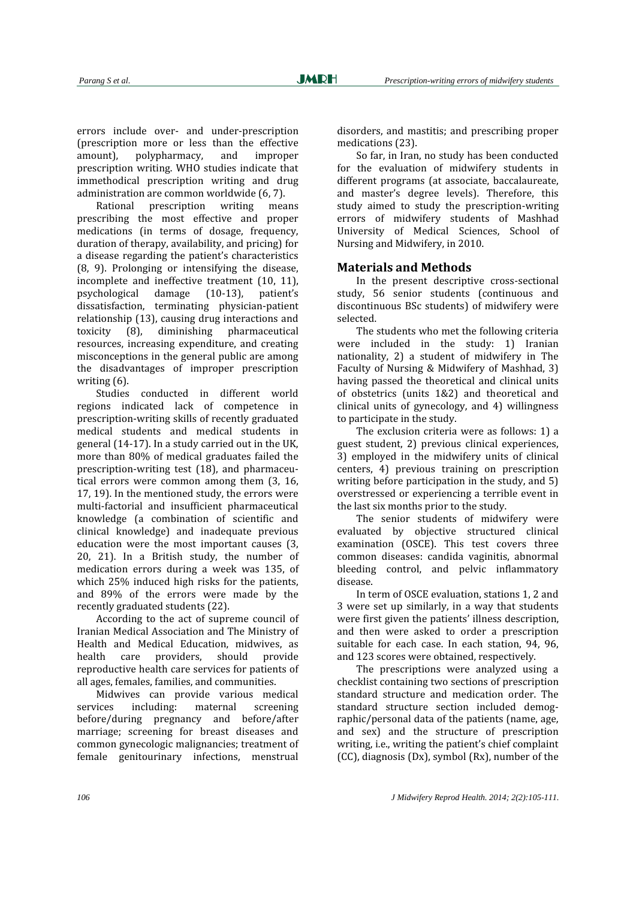errors include over- and under-prescription (prescription more or less than the effective amount), polypharmacy, and improper prescription writing. WHO studies indicate that immethodical prescription writing and drug administration are common worldwide (6, 7).

Rational prescription writing means prescribing the most effective and proper medications (in terms of dosage, frequency, duration of therapy, availability, and pricing) for a disease regarding the patient's characteristics (8, 9). Prolonging or intensifying the disease, incomplete and ineffective treatment (10, 11), psychological damage (10-13), patient's dissatisfaction, terminating physician-patient relationship (13), causing drug interactions and toxicity (8), diminishing pharmaceutical resources, increasing expenditure, and creating misconceptions in the general public are among the disadvantages of improper prescription writing (6).

Studies conducted in different world regions indicated lack of competence in prescription-writing skills of recently graduated medical students and medical students in general (14-17). In a study carried out in the UK, more than 80% of medical graduates failed the prescription-writing test (18), and pharmaceutical errors were common among them (3, 16, 17, 19). In the mentioned study, the errors were multi-factorial and insufficient pharmaceutical knowledge (a combination of scientific and clinical knowledge) and inadequate previous education were the most important causes (3, 20, 21). In a British study, the number of medication errors during a week was 135, of which 25% induced high risks for the patients, and 89% of the errors were made by the recently graduated students (22).

According to the act of supreme council of Iranian Medical Association and The Ministry of Health and Medical Education, midwives, as health care providers, should provide reproductive health care services for patients of all ages, females, families, and communities.

Midwives can provide various medical services including: maternal screening before/during pregnancy and before/after marriage; screening for breast diseases and common gynecologic malignancies; treatment of female genitourinary infections, menstrual disorders, and mastitis; and prescribing proper medications (23).

So far, in Iran, no study has been conducted for the evaluation of midwifery students in different programs (at associate, baccalaureate, and master's degree levels). Therefore, this study aimed to study the prescription-writing errors of midwifery students of Mashhad University of Medical Sciences, School of Nursing and Midwifery, in 2010.

## Materials and Methods

In the present descriptive cross-sectional study, 56 senior students (continuous and discontinuous BSc students) of midwifery were selected.

The students who met the following criteria were included in the study: 1) Iranian nationality, 2) a student of midwifery in The Faculty of Nursing & Midwifery of Mashhad, 3) having passed the theoretical and clinical units of obstetrics (units 1&2) and theoretical and clinical units of gynecology, and 4) willingness to participate in the study.

The exclusion criteria were as follows: 1) a guest student, 2) previous clinical experiences, 3) employed in the midwifery units of clinical centers, 4) previous training on prescription writing before participation in the study, and 5) overstressed or experiencing a terrible event in the last six months prior to the study.

The senior students of midwifery were evaluated by objective structured clinical examination (OSCE). This test covers three common diseases: candida vaginitis, abnormal bleeding control, and pelvic inflammatory disease.

In term of OSCE evaluation, stations 1, 2 and 3 were set up similarly, in a way that students were first given the patients' illness description, and then were asked to order a prescription suitable for each case. In each station, 94, 96, and 123 scores were obtained, respectively.

The prescriptions were analyzed using a checklist containing two sections of prescription standard structure and medication order. The standard structure section included demographic/personal data of the patients (name, age, and sex) and the structure of prescription writing, i.e., writing the patient's chief complaint (CC), diagnosis (Dx), symbol (Rx), number of the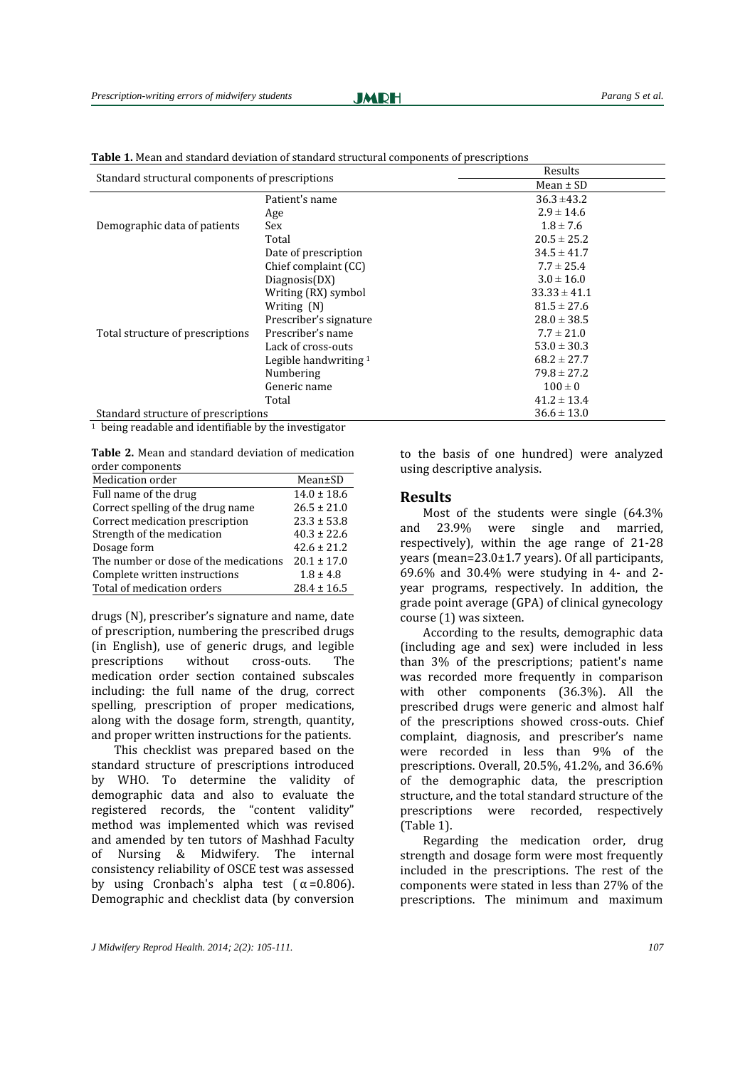**Table 1.** Mean and standard deviation of standard structural components of prescriptions

| Standard structural components of prescriptions | | Results |
|---|---|---|
| | | Mean ± SD |
| Demographic data of patients | Patient's name | 36.3 ±43.2 |
| | Age | 2.9 ± 14.6 |
| | Sex | 1.8 ± 7.6 |
| | Total | 20.5 ± 25.2 |
| Total structure of prescriptions | Date of prescription | 34.5 ± 41.7 |
| | Chief complaint (CC) | 7.7 ± 25.4 |
| | Diagnosis(DX) | 3.0 ± 16.0 |
| | Writing (RX) symbol | 33.33 ± 41.1 |
| | Writing (N) | 81.5 ± 27.6 |
| | Prescriber's signature | 28.0 ± 38.5 |
| | Prescriber's name | 7.7 ± 21.0 |
| | Lack of cross-outs | 53.0 ± 30.3 |
| | Legible handwriting [1] | 68.2 ± 27.7 |
| | Numbering | 79.8 ± 27.2 |
| | Generic name | 100 ± 0 |
| | Total | 41.2 ± 13.4 |
| Standard structure of prescriptions | | 36.6 ± 13.0 |

[1] being readable and identifiable by the investigator

**Table 2.** Mean and standard deviation of medication order components

| Medication order | Mean±SD |
|---|---|
| Full name of the drug | 14.0 ± 18.6 |
| Correct spelling of the drug name | 26.5 ± 21.0 |
| Correct medication prescription | 23.3 ± 53.8 |
| Strength of the medication | 40.3 ± 22.6 |
| Dosage form | 42.6 ± 21.2 |
| The number or dose of the medications | 20.1 ± 17.0 |
| Complete written instructions | 1.8 ± 4.8 |
| Total of medication orders | 28.4 ± 16.5 |

drugs (N), prescriber's signature and name, date of prescription, numbering the prescribed drugs (in English), use of generic drugs, and legible prescriptions without cross-outs. The medication order section contained subscales including: the full name of the drug, correct spelling, prescription of proper medications, along with the dosage form, strength, quantity, and proper written instructions for the patients.

This checklist was prepared based on the standard structure of prescriptions introduced by WHO. To determine the validity of demographic data and also to evaluate the registered records, the "content validity" method was implemented which was revised and amended by ten tutors of Mashhad Faculty of Nursing & Midwifery. The internal consistency reliability of OSCE test was assessed by using Cronbach's alpha test ($\alpha$=0.806). Demographic and checklist data (by conversion to the basis of one hundred) were analyzed using descriptive analysis.

## Results

Most of the students were single (64.3% and 23.9% were single and married, respectively), within the age range of 21-28 years (mean=23.0±1.7 years). Of all participants, 69.6% and 30.4% were studying in 4- and 2-year programs, respectively. In addition, the grade point average (GPA) of clinical gynecology course (1) was sixteen.

According to the results, demographic data (including age and sex) were included in less than 3% of the prescriptions; patient's name was recorded more frequently in comparison with other components (36.3%). All the prescribed drugs were generic and almost half of the prescriptions showed cross-outs. Chief complaint, diagnosis, and prescriber's name were recorded in less than 9% of the prescriptions. Overall, 20.5%, 41.2%, and 36.6% of the demographic data, the prescription structure, and the total standard structure of the prescriptions were recorded, respectively (Table 1).

Regarding the medication order, drug strength and dosage form were most frequently included in the prescriptions. The rest of the components were stated in less than 27% of the prescriptions. The minimum and maximum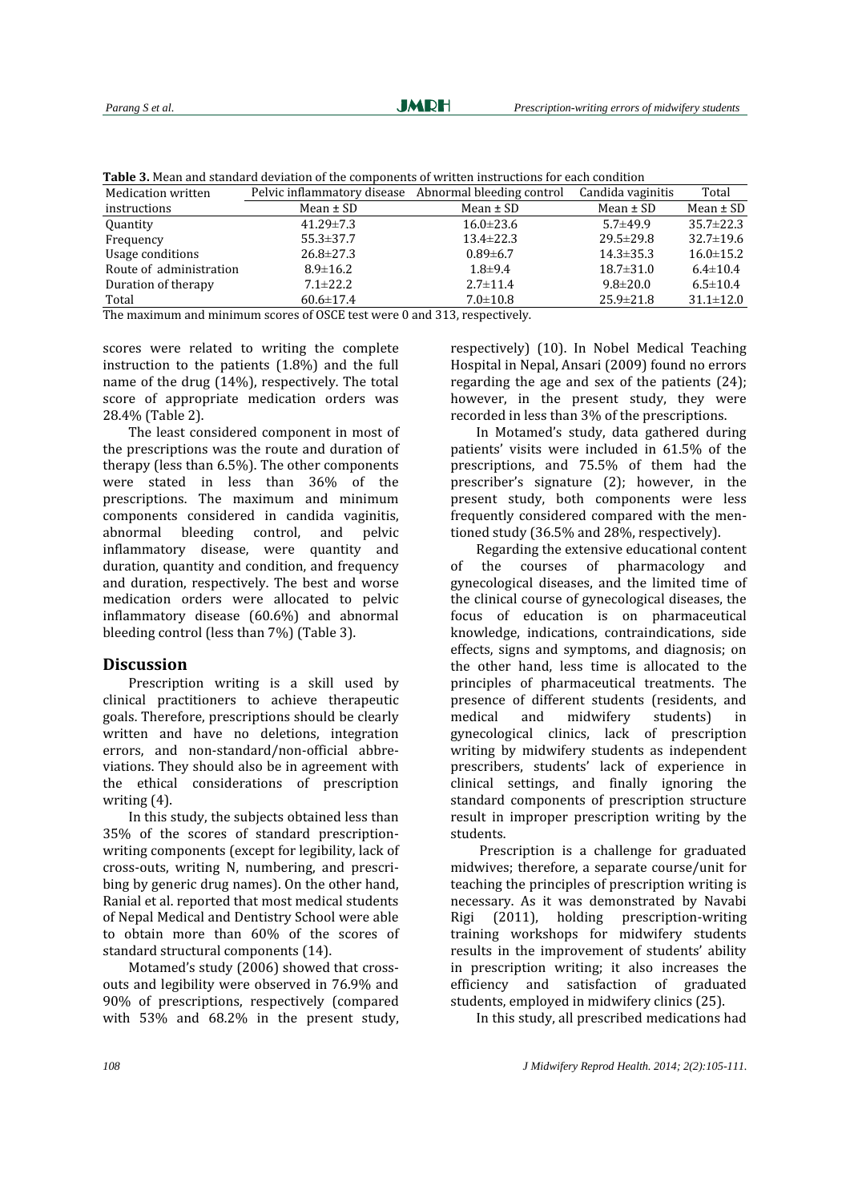**Table 3.** Mean and standard deviation of the components of written instructions for each condition

| Medication written instructions | Pelvic inflammatory disease | Abnormal bleeding control | Candida vaginitis | Total |
|---|---|---|---|---|
| | Mean ± SD | Mean ± SD | Mean ± SD | Mean ± SD |
| Quantity | 41.29±7.3 | 16.0±23.6 | 5.7±49.9 | 35.7±22.3 |
| Frequency | 55.3±37.7 | 13.4±22.3 | 29.5±29.8 | 32.7±19.6 |
| Usage conditions | 26.8±27.3 | 0.89±6.7 | 14.3±35.3 | 16.0±15.2 |
| Route of administration | 8.9±16.2 | 1.8±9.4 | 18.7±31.0 | 6.4±10.4 |
| Duration of therapy | 7.1±22.2 | 2.7±11.4 | 9.8±20.0 | 6.5±10.4 |
| Total | 60.6±17.4 | 7.0±10.8 | 25.9±21.8 | 31.1±12.0 |

The maximum and minimum scores of OSCE test were 0 and 313, respectively.

scores were related to writing the complete instruction to the patients (1.8%) and the full name of the drug (14%), respectively. The total score of appropriate medication orders was 28.4% (Table 2).

The least considered component in most of the prescriptions was the route and duration of therapy (less than 6.5%). The other components were stated in less than 36% of the prescriptions. The maximum and minimum components considered in candida vaginitis, abnormal bleeding control, and pelvic inflammatory disease, were quantity and duration, quantity and condition, and frequency and duration, respectively. The best and worse medication orders were allocated to pelvic inflammatory disease (60.6%) and abnormal bleeding control (less than 7%) (Table 3).

## Discussion

Prescription writing is a skill used by clinical practitioners to achieve therapeutic goals. Therefore, prescriptions should be clearly written and have no deletions, integration errors, and non-standard/non-official abbreviations. They should also be in agreement with the ethical considerations of prescription writing (4).

In this study, the subjects obtained less than 35% of the scores of standard prescription-writing components (except for legibility, lack of cross-outs, writing N, numbering, and prescribing by generic drug names). On the other hand, Ranial et al. reported that most medical students of Nepal Medical and Dentistry School were able to obtain more than 60% of the scores of standard structural components (14).

Motamed's study (2006) showed that cross-outs and legibility were observed in 76.9% and 90% of prescriptions, respectively (compared with 53% and 68.2% in the present study, respectively) (10). In Nobel Medical Teaching Hospital in Nepal, Ansari (2009) found no errors regarding the age and sex of the patients (24); however, in the present study, they were recorded in less than 3% of the prescriptions.

In Motamed's study, data gathered during patients' visits were included in 61.5% of the prescriptions, and 75.5% of them had the prescriber's signature (2); however, in the present study, both components were less frequently considered compared with the mentioned study (36.5% and 28%, respectively).

Regarding the extensive educational content of the courses of pharmacology and gynecological diseases, and the limited time of the clinical course of gynecological diseases, the focus of education is on pharmaceutical knowledge, indications, contraindications, side effects, signs and symptoms, and diagnosis; on the other hand, less time is allocated to the principles of pharmaceutical treatments. The presence of different students (residents, and medical and midwifery students) in gynecological clinics, lack of prescription writing by midwifery students as independent prescribers, students' lack of experience in clinical settings, and finally ignoring the standard components of prescription structure result in improper prescription writing by the students.

Prescription is a challenge for graduated midwives; therefore, a separate course/unit for teaching the principles of prescription writing is necessary. As it was demonstrated by Navabi Rigi (2011), holding prescription-writing training workshops for midwifery students results in the improvement of students' ability in prescription writing; it also increases the efficiency and satisfaction of graduated students, employed in midwifery clinics (25).

In this study, all prescribed medications had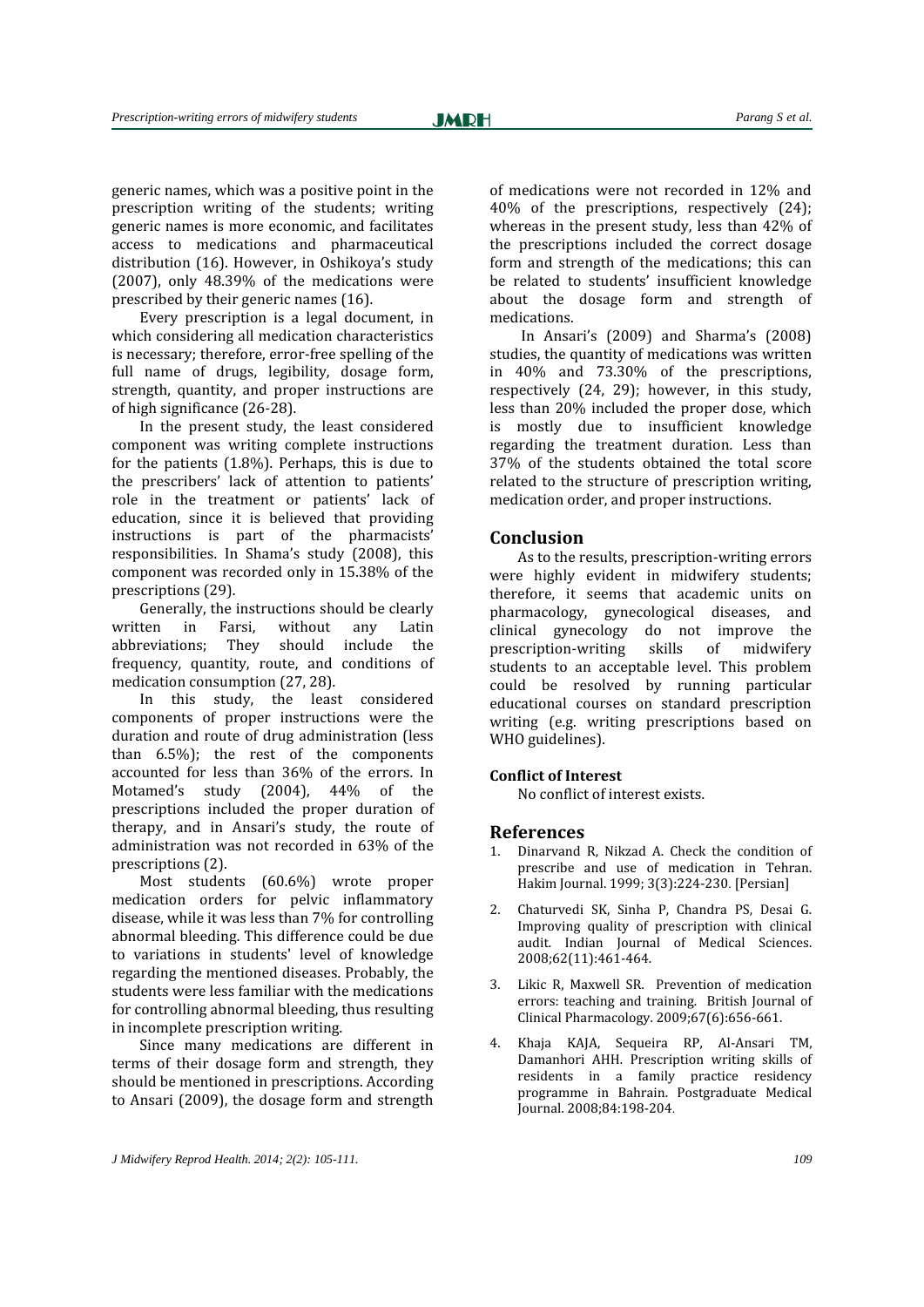generic names, which was a positive point in the prescription writing of the students; writing generic names is more economic, and facilitates access to medications and pharmaceutical distribution (16). However, in Oshikoya's study (2007), only 48.39% of the medications were prescribed by their generic names (16).

Every prescription is a legal document, in which considering all medication characteristics is necessary; therefore, error-free spelling of the full name of drugs, legibility, dosage form, strength, quantity, and proper instructions are of high significance (26-28).

In the present study, the least considered component was writing complete instructions for the patients (1.8%). Perhaps, this is due to the prescribers' lack of attention to patients' role in the treatment or patients' lack of education, since it is believed that providing instructions is part of the pharmacists' responsibilities. In Shama's study (2008), this component was recorded only in 15.38% of the prescriptions (29).

Generally, the instructions should be clearly written in Farsi, without any Latin abbreviations; They should include the frequency, quantity, route, and conditions of medication consumption (27, 28).

In this study, the least considered components of proper instructions were the duration and route of drug administration (less than 6.5%); the rest of the components accounted for less than 36% of the errors. In Motamed's study (2004), 44% of the prescriptions included the proper duration of therapy, and in Ansari's study, the route of administration was not recorded in 63% of the prescriptions (2).

Most students (60.6%) wrote proper medication orders for pelvic inflammatory disease, while it was less than 7% for controlling abnormal bleeding. This difference could be due to variations in students' level of knowledge regarding the mentioned diseases. Probably, the students were less familiar with the medications for controlling abnormal bleeding, thus resulting in incomplete prescription writing.

Since many medications are different in terms of their dosage form and strength, they should be mentioned in prescriptions. According to Ansari (2009), the dosage form and strength of medications were not recorded in 12% and 40% of the prescriptions, respectively (24); whereas in the present study, less than 42% of the prescriptions included the correct dosage form and strength of the medications; this can be related to students' insufficient knowledge about the dosage form and strength of medications.

In Ansari's (2009) and Sharma's (2008) studies, the quantity of medications was written in 40% and 73.30% of the prescriptions, respectively (24, 29); however, in this study, less than 20% included the proper dose, which is mostly due to insufficient knowledge regarding the treatment duration. Less than 37% of the students obtained the total score related to the structure of prescription writing, medication order, and proper instructions.

## Conclusion

As to the results, prescription-writing errors were highly evident in midwifery students; therefore, it seems that academic units on pharmacology, gynecological diseases, and clinical gynecology do not improve the prescription-writing skills of midwifery students to an acceptable level. This problem could be resolved by running particular educational courses on standard prescription writing (e.g. writing prescriptions based on WHO guidelines).

### Conflict of Interest

No conflict of interest exists.

## References

1. Dinarvand R, Nikzad A. Check the condition of prescribe and use of medication in Tehran. Hakim Journal. 1999; 3(3):224-230. [Persian]
2. Chaturvedi SK, Sinha P, Chandra PS, Desai G. Improving quality of prescription with clinical audit. Indian Journal of Medical Sciences. 2008;62(11):461-464.
3. Likic R, Maxwell SR. Prevention of medication errors: teaching and training. British Journal of Clinical Pharmacology. 2009;67(6):656-661.
4. Khaja KAJA, Sequeira RP, Al-Ansari TM, Damanhori AHH. Prescription writing skills of residents in a family practice residency programme in Bahrain. Postgraduate Medical Journal. 2008;84:198-204.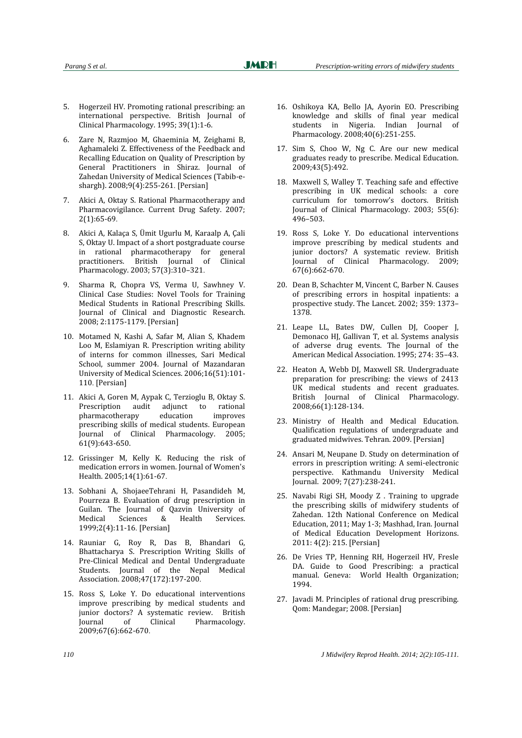5. Hogerzeil HV. Promoting rational prescribing: an international perspective. British Journal of Clinical Pharmacology. 1995; 39(1):1-6.

6. Zare N, Razmjoo M, Ghaeminia M, Zeighami B, Aghamaleki Z. Effectiveness of the Feedback and Recalling Education on Quality of Prescription by General Practitioners in Shiraz. Journal of Zahedan University of Medical Sciences (Tabib-e-shargh). 2008;9(4):255-261. [Persian]

7. Akici A, Oktay S. Rational Pharmacotherapy and Pharmacovigilance. Current Drug Safety. 2007; 2(1):65-69.

8. Akici A, Kalaça S, Ümit Ugurlu M, Karaalp A, Çali S, Oktay U. Impact of a short postgraduate course in rational pharmacotherapy for general practitioners. British Journal of Clinical Pharmacology. 2003; 57(3):310–321.

9. Sharma R, Chopra VS, Verma U, Sawhney V. Clinical Case Studies: Novel Tools for Training Medical Students in Rational Prescribing Skills. Journal of Clinical and Diagnostic Research. 2008; 2:1175-1179. [Persian]

10. Motamed N, Kashi A, Safar M, Alian S, Khadem Loo M, Eslamiyan R. Prescription writing ability of interns for common illnesses, Sari Medical School, summer 2004. Journal of Mazandaran University of Medical Sciences. 2006;16(51):101-110. [Persian]

11. Akici A, Goren M, Aypak C, Terzioglu B, Oktay S. Prescription audit adjunct to rational pharmacotherapy education improves prescribing skills of medical students. European Journal of Clinical Pharmacology. 2005; 61(9):643-650.

12. Grissinger M, Kelly K. Reducing the risk of medication errors in women. Journal of Women's Health. 2005;14(1):61-67.

13. Sobhani A, ShojaeeTehrani H, Pasandideh M, Pourreza B. Evaluation of drug prescription in Guilan. The Journal of Qazvin University of Medical Sciences & Health Services. 1999;2(4):11-16. [Persian]

14. Rauniar G, Roy R, Das B, Bhandari G, Bhattacharya S. Prescription Writing Skills of Pre-Clinical Medical and Dental Undergraduate Students. Journal of the Nepal Medical Association. 2008;47(172):197-200.

15. Ross S, Loke Y. Do educational interventions improve prescribing by medical students and junior doctors? A systematic review. British Journal of Clinical Pharmacology. 2009;67(6):662-670.

16. Oshikoya KA, Bello JA, Ayorin EO. Prescribing knowledge and skills of final year medical students in Nigeria. Indian Journal of Pharmacology. 2008;40(6):251-255.

17. Sim S, Choo W, Ng C. Are our new medical graduates ready to prescribe. Medical Education. 2009;43(5):492.

18. Maxwell S, Walley T. Teaching safe and effective prescribing in UK medical schools: a core curriculum for tomorrow's doctors. British Journal of Clinical Pharmacology. 2003; 55(6): 496–503.

19. Ross S, Loke Y. Do educational interventions improve prescribing by medical students and junior doctors? A systematic review. British Journal of Clinical Pharmacology. 2009; 67(6):662-670.

20. Dean B, Schachter M, Vincent C, Barber N. Causes of prescribing errors in hospital inpatients: a prospective study. The Lancet. 2002; 359: 1373–1378.

21. Leape LL, Bates DW, Cullen DJ, Cooper J, Demonaco HJ, Gallivan T, et al. Systems analysis of adverse drug events. The Journal of the American Medical Association. 1995; 274: 35–43.

22. Heaton A, Webb DJ, Maxwell SR. Undergraduate preparation for prescribing: the views of 2413 UK medical students and recent graduates. British Journal of Clinical Pharmacology. 2008;66(1):128-134.

23. Ministry of Health and Medical Education. Qualification regulations of undergraduate and graduated midwives. Tehran. 2009. [Persian]

24. Ansari M, Neupane D. Study on determination of errors in prescription writing: A semi-electronic perspective. Kathmandu University Medical Journal. 2009; 7(27):238-241.

25. Navabi Rigi SH, Moody Z . Training to upgrade the prescribing skills of midwifery students of Zahedan. 12th National Conference on Medical Education, 2011; May 1-3; Mashhad, Iran. Journal of Medical Education Development Horizons. 2011: 4(2): 215. [Persian]

26. De Vries TP, Henning RH, Hogerzeil HV, Fresle DA. Guide to Good Prescribing: a practical manual. Geneva: World Health Organization; 1994.

27. Javadi M. Principles of rational drug prescribing. Qom: Mandegar; 2008. [Persian]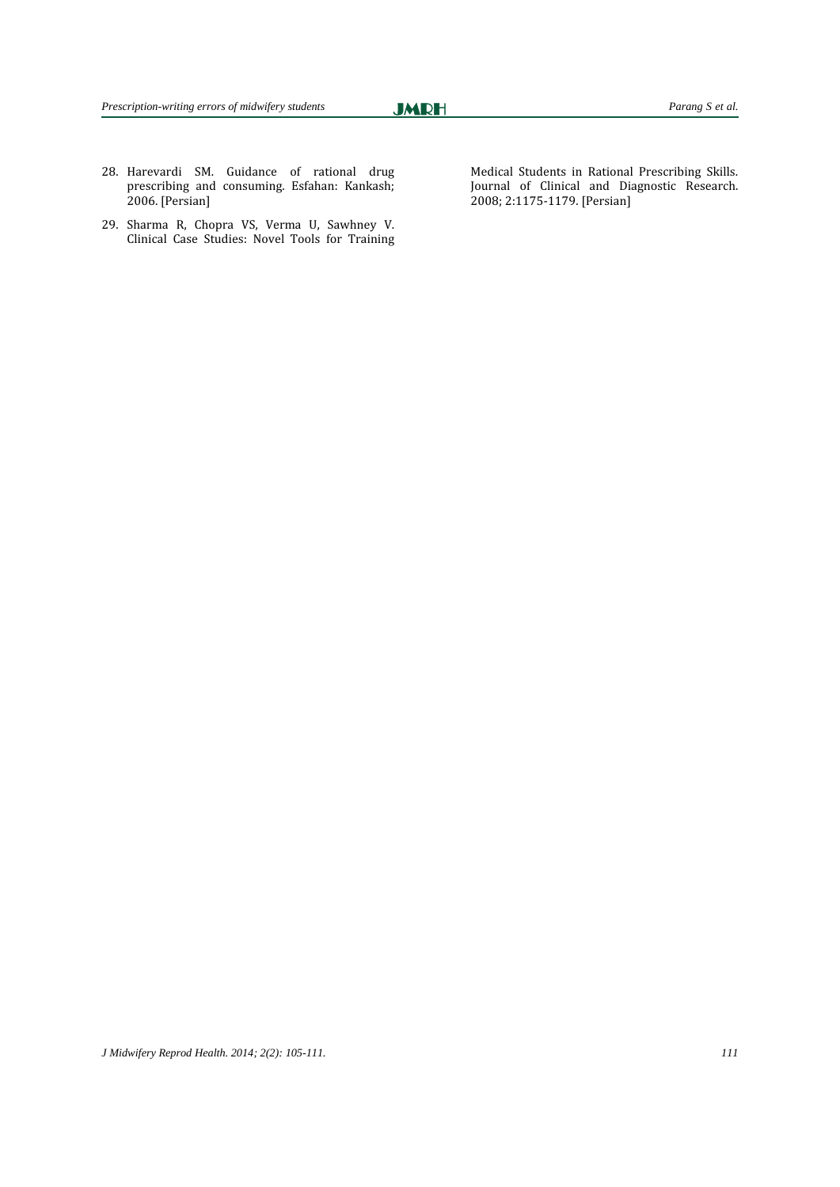28. Harevardi SM. Guidance of rational drug prescribing and consuming. Esfahan: Kankash; 2006. [Persian]

29. Sharma R, Chopra VS, Verma U, Sawhney V. Clinical Case Studies: Novel Tools for Training Medical Students in Rational Prescribing Skills. Journal of Clinical and Diagnostic Research. 2008; 2:1175-1179. [Persian]